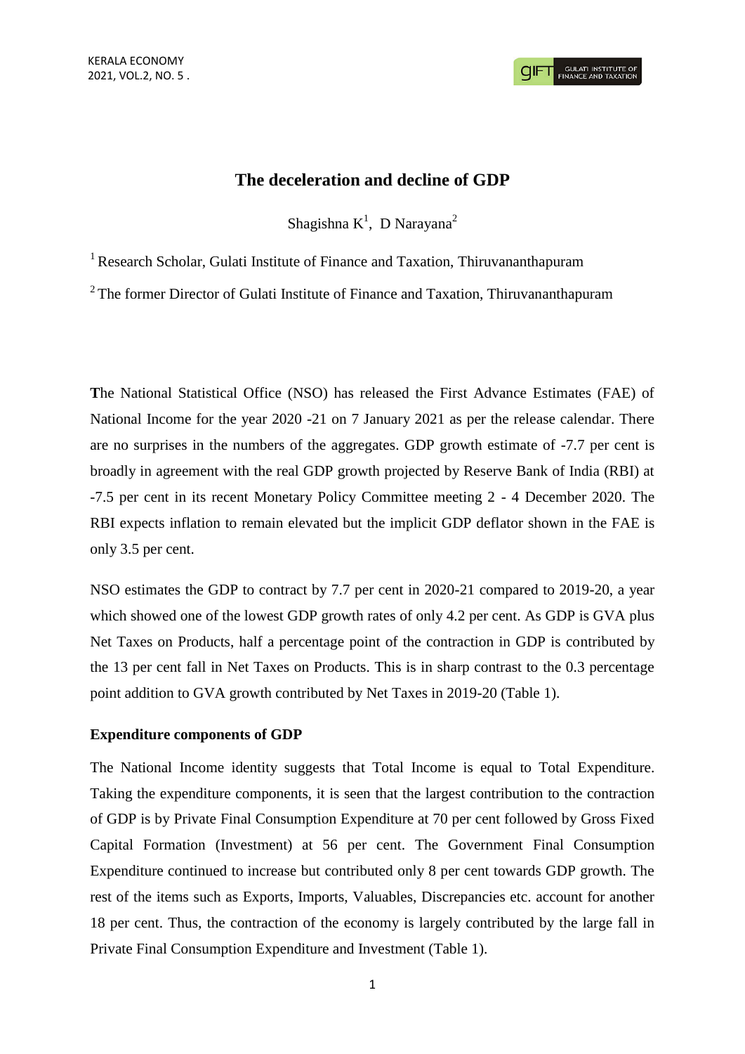# The deceleration and decline of GDP

Shagishna K[1], D Narayana[2]

[1] Research Scholar, Gulati Institute of Finance and Taxation, Thiruvananthapuram

[2] The former Director of Gulati Institute of Finance and Taxation, Thiruvananthapuram

**T**he National Statistical Office (NSO) has released the First Advance Estimates (FAE) of National Income for the year 2020 -21 on 7 January 2021 as per the release calendar. There are no surprises in the numbers of the aggregates. GDP growth estimate of -7.7 per cent is broadly in agreement with the real GDP growth projected by Reserve Bank of India (RBI) at -7.5 per cent in its recent Monetary Policy Committee meeting 2 - 4 December 2020. The RBI expects inflation to remain elevated but the implicit GDP deflator shown in the FAE is only 3.5 per cent.

NSO estimates the GDP to contract by 7.7 per cent in 2020-21 compared to 2019-20, a year which showed one of the lowest GDP growth rates of only 4.2 per cent. As GDP is GVA plus Net Taxes on Products, half a percentage point of the contraction in GDP is contributed by the 13 per cent fall in Net Taxes on Products. This is in sharp contrast to the 0.3 percentage point addition to GVA growth contributed by Net Taxes in 2019-20 (Table 1).

### Expenditure components of GDP

The National Income identity suggests that Total Income is equal to Total Expenditure. Taking the expenditure components, it is seen that the largest contribution to the contraction of GDP is by Private Final Consumption Expenditure at 70 per cent followed by Gross Fixed Capital Formation (Investment) at 56 per cent. The Government Final Consumption Expenditure continued to increase but contributed only 8 per cent towards GDP growth. The rest of the items such as Exports, Imports, Valuables, Discrepancies etc. account for another 18 per cent. Thus, the contraction of the economy is largely contributed by the large fall in Private Final Consumption Expenditure and Investment (Table 1).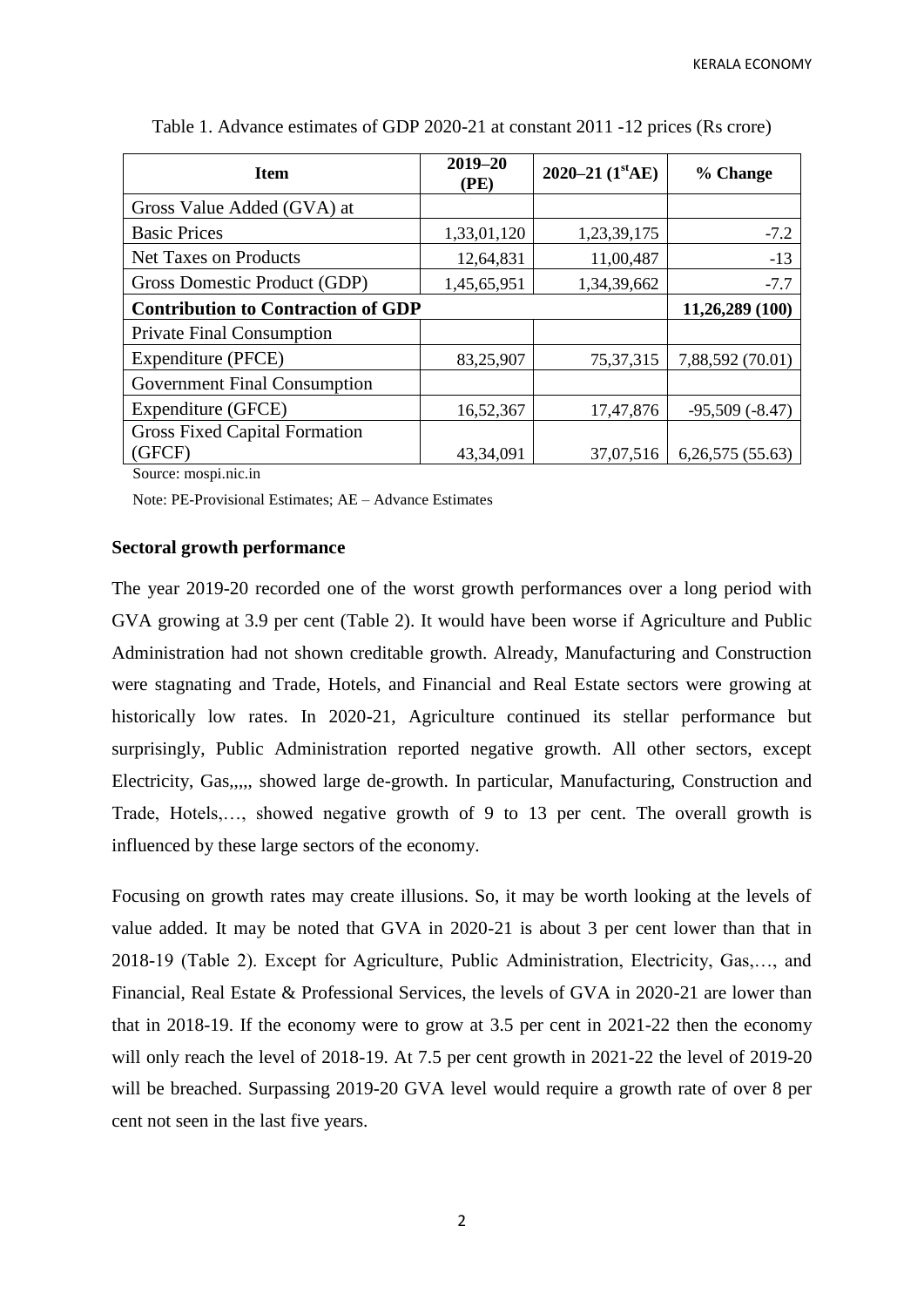Table 1. Advance estimates of GDP 2020-21 at constant 2011 -12 prices (Rs crore)

| Item | 2019–20 (PE) | 2020–21 (1[st]AE) | % Change |
|---|---|---|---|
| Gross Value Added (GVA) at Basic Prices | 1,33,01,120 | 1,23,39,175 | -7.2 |
| Net Taxes on Products | 12,64,831 | 11,00,487 | -13 |
| Gross Domestic Product (GDP) | 1,45,65,951 | 1,34,39,662 | -7.7 |
| **Contribution to Contraction of GDP** | | | **11,26,289 (100)** |
| Private Final Consumption Expenditure (PFCE) | 83,25,907 | 75,37,315 | 7,88,592 (70.01) |
| Government Final Consumption Expenditure (GFCE) | 16,52,367 | 17,47,876 | -95,509 (-8.47) |
| Gross Fixed Capital Formation (GFCF) | 43,34,091 | 37,07,516 | 6,26,575 (55.63) |

Source: mospi.nic.in

Note: PE-Provisional Estimates; AE – Advance Estimates

**Sectoral growth performance**

The year 2019-20 recorded one of the worst growth performances over a long period with GVA growing at 3.9 per cent (Table 2). It would have been worse if Agriculture and Public Administration had not shown creditable growth. Already, Manufacturing and Construction were stagnating and Trade, Hotels, and Financial and Real Estate sectors were growing at historically low rates. In 2020-21, Agriculture continued its stellar performance but surprisingly, Public Administration reported negative growth. All other sectors, except Electricity, Gas,,,,, showed large de-growth. In particular, Manufacturing, Construction and Trade, Hotels,…, showed negative growth of 9 to 13 per cent. The overall growth is influenced by these large sectors of the economy.

Focusing on growth rates may create illusions. So, it may be worth looking at the levels of value added. It may be noted that GVA in 2020-21 is about 3 per cent lower than that in 2018-19 (Table 2). Except for Agriculture, Public Administration, Electricity, Gas,…, and Financial, Real Estate & Professional Services, the levels of GVA in 2020-21 are lower than that in 2018-19. If the economy were to grow at 3.5 per cent in 2021-22 then the economy will only reach the level of 2018-19. At 7.5 per cent growth in 2021-22 the level of 2019-20 will be breached. Surpassing 2019-20 GVA level would require a growth rate of over 8 per cent not seen in the last five years.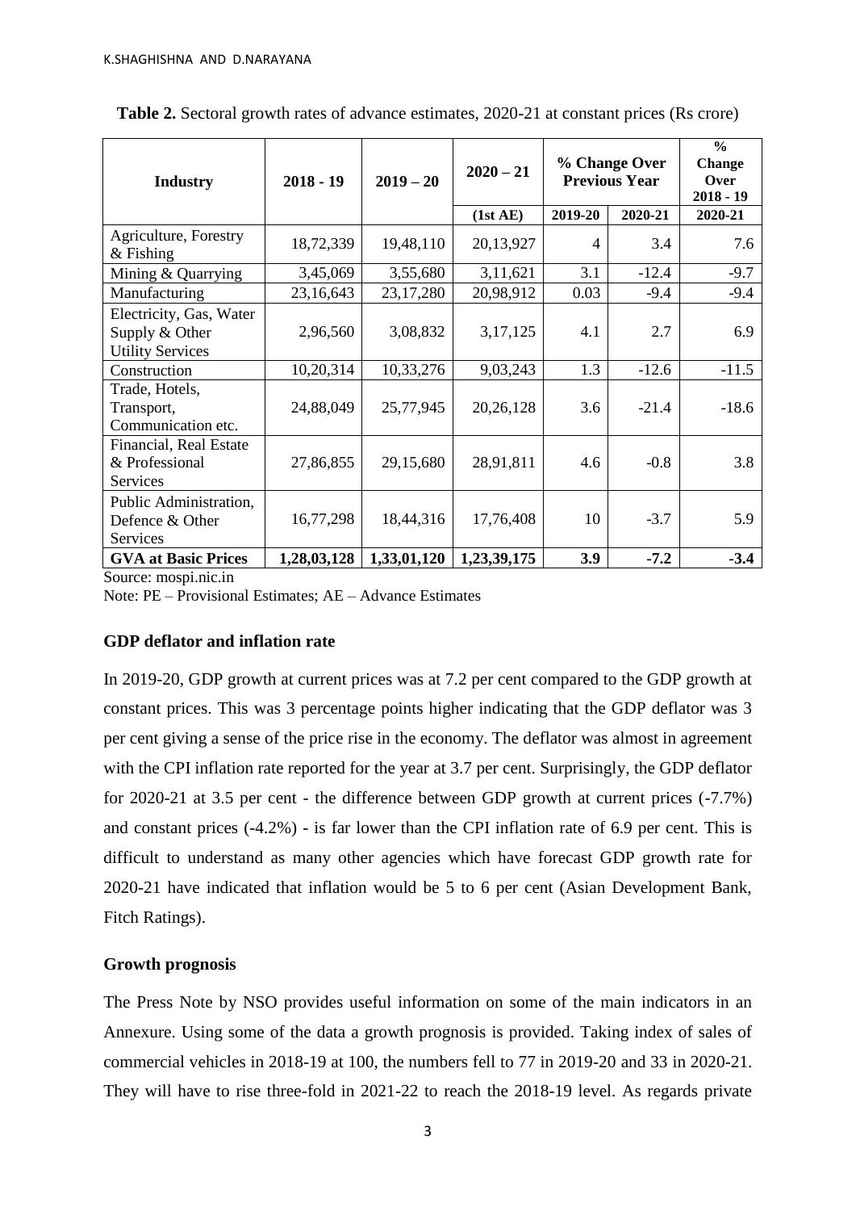**Table 2.** Sectoral growth rates of advance estimates, 2020-21 at constant prices (Rs crore)

| Industry | 2018 - 19 | 2019 – 20 | 2020 – 21 | % Change Over Previous Year | | % Change Over 2018 - 19 |
|---|---|---|---|---|---|---|
| | | | (1st AE) | 2019-20 | 2020-21 | 2020-21 |
| Agriculture, Forestry & Fishing | 18,72,339 | 19,48,110 | 20,13,927 | 4 | 3.4 | 7.6 |
| Mining & Quarrying | 3,45,069 | 3,55,680 | 3,11,621 | 3.1 | -12.4 | -9.7 |
| Manufacturing | 23,16,643 | 23,17,280 | 20,98,912 | 0.03 | -9.4 | -9.4 |
| Electricity, Gas, Water Supply & Other Utility Services | 2,96,560 | 3,08,832 | 3,17,125 | 4.1 | 2.7 | 6.9 |
| Construction | 10,20,314 | 10,33,276 | 9,03,243 | 1.3 | -12.6 | -11.5 |
| Trade, Hotels, Transport, Communication etc. | 24,88,049 | 25,77,945 | 20,26,128 | 3.6 | -21.4 | -18.6 |
| Financial, Real Estate & Professional Services | 27,86,855 | 29,15,680 | 28,91,811 | 4.6 | -0.8 | 3.8 |
| Public Administration, Defence & Other Services | 16,77,298 | 18,44,316 | 17,76,408 | 10 | -3.7 | 5.9 |
| **GVA at Basic Prices** | **1,28,03,128** | **1,33,01,120** | **1,23,39,175** | **3.9** | **-7.2** | **-3.4** |

Source: mospi.nic.in

Note: PE – Provisional Estimates; AE – Advance Estimates

### GDP deflator and inflation rate

In 2019-20, GDP growth at current prices was at 7.2 per cent compared to the GDP growth at constant prices. This was 3 percentage points higher indicating that the GDP deflator was 3 per cent giving a sense of the price rise in the economy. The deflator was almost in agreement with the CPI inflation rate reported for the year at 3.7 per cent. Surprisingly, the GDP deflator for 2020-21 at 3.5 per cent - the difference between GDP growth at current prices (-7.7%) and constant prices (-4.2%) - is far lower than the CPI inflation rate of 6.9 per cent. This is difficult to understand as many other agencies which have forecast GDP growth rate for 2020-21 have indicated that inflation would be 5 to 6 per cent (Asian Development Bank, Fitch Ratings).

### Growth prognosis

The Press Note by NSO provides useful information on some of the main indicators in an Annexure. Using some of the data a growth prognosis is provided. Taking index of sales of commercial vehicles in 2018-19 at 100, the numbers fell to 77 in 2019-20 and 33 in 2020-21. They will have to rise three-fold in 2021-22 to reach the 2018-19 level. As regards private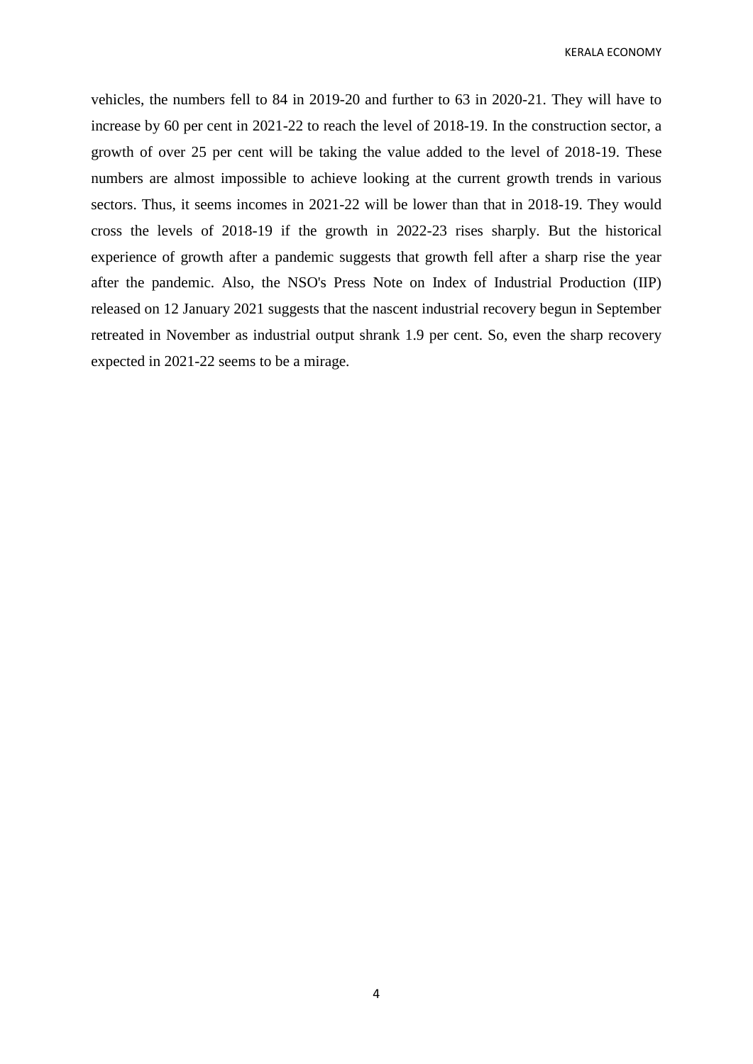vehicles, the numbers fell to 84 in 2019-20 and further to 63 in 2020-21. They will have to increase by 60 per cent in 2021-22 to reach the level of 2018-19. In the construction sector, a growth of over 25 per cent will be taking the value added to the level of 2018-19. These numbers are almost impossible to achieve looking at the current growth trends in various sectors. Thus, it seems incomes in 2021-22 will be lower than that in 2018-19. They would cross the levels of 2018-19 if the growth in 2022-23 rises sharply. But the historical experience of growth after a pandemic suggests that growth fell after a sharp rise the year after the pandemic. Also, the NSO's Press Note on Index of Industrial Production (IIP) released on 12 January 2021 suggests that the nascent industrial recovery begun in September retreated in November as industrial output shrank 1.9 per cent. So, even the sharp recovery expected in 2021-22 seems to be a mirage.